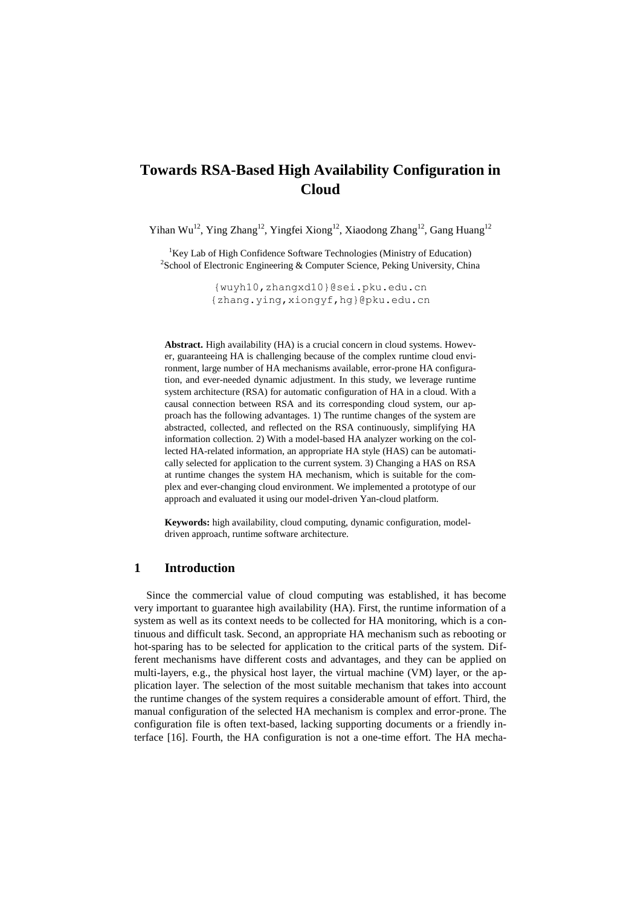# Towards RSA-Based High Availability Configuration in Cloud

Yihan Wu[12], Ying Zhang[12], Yingfei Xiong[12], Xiaodong Zhang[12], Gang Huang[12]

[1]Key Lab of High Confidence Software Technologies (Ministry of Education)
[2]School of Electronic Engineering & Computer Science, Peking University, China

{wuyh10,zhangxd10}@sei.pku.edu.cn
{zhang.ying,xiongyf,hg}@pku.edu.cn

**Abstract.** High availability (HA) is a crucial concern in cloud systems. However, guaranteeing HA is challenging because of the complex runtime cloud environment, large number of HA mechanisms available, error-prone HA configuration, and ever-needed dynamic adjustment. In this study, we leverage runtime system architecture (RSA) for automatic configuration of HA in a cloud. With a causal connection between RSA and its corresponding cloud system, our approach has the following advantages. 1) The runtime changes of the system are abstracted, collected, and reflected on the RSA continuously, simplifying HA information collection. 2) With a model-based HA analyzer working on the collected HA-related information, an appropriate HA style (HAS) can be automatically selected for application to the current system. 3) Changing a HAS on RSA at runtime changes the system HA mechanism, which is suitable for the complex and ever-changing cloud environment. We implemented a prototype of our approach and evaluated it using our model-driven Yan-cloud platform.

**Keywords:** high availability, cloud computing, dynamic configuration, model-driven approach, runtime software architecture.

## 1 Introduction

Since the commercial value of cloud computing was established, it has become very important to guarantee high availability (HA). First, the runtime information of a system as well as its context needs to be collected for HA monitoring, which is a continuous and difficult task. Second, an appropriate HA mechanism such as rebooting or hot-sparing has to be selected for application to the critical parts of the system. Different mechanisms have different costs and advantages, and they can be applied on multi-layers, e.g., the physical host layer, the virtual machine (VM) layer, or the application layer. The selection of the most suitable mechanism that takes into account the runtime changes of the system requires a considerable amount of effort. Third, the manual configuration of the selected HA mechanism is complex and error-prone. The configuration file is often text-based, lacking supporting documents or a friendly interface [16]. Fourth, the HA configuration is not a one-time effort. The HA mecha-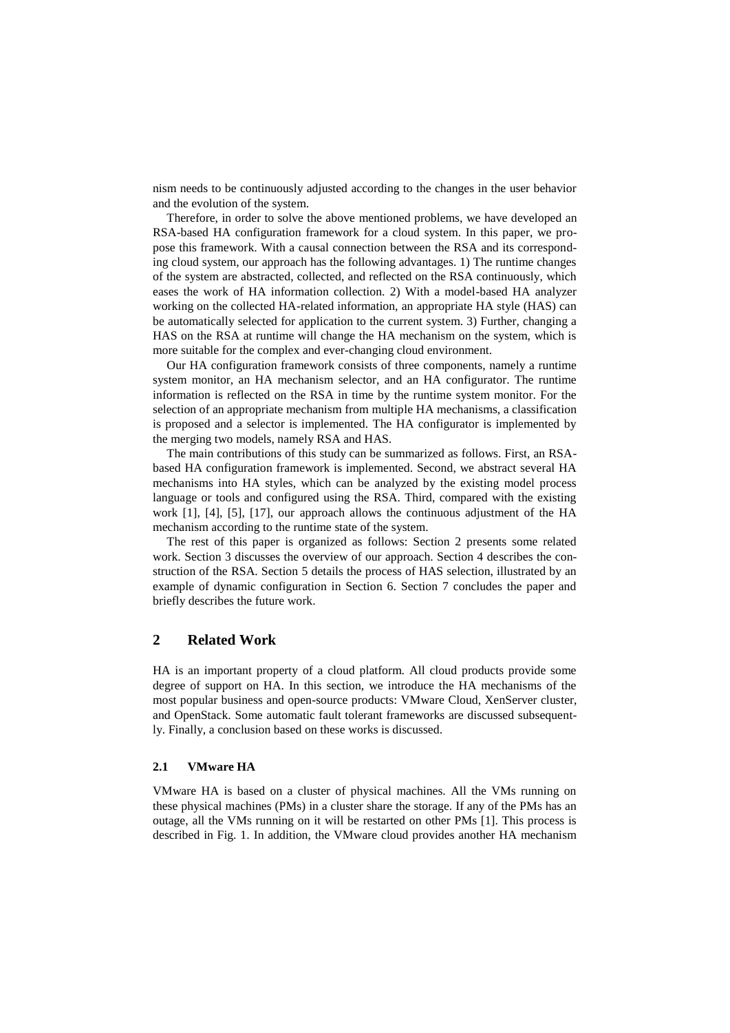nism needs to be continuously adjusted according to the changes in the user behavior and the evolution of the system.

Therefore, in order to solve the above mentioned problems, we have developed an RSA-based HA configuration framework for a cloud system. In this paper, we propose this framework. With a causal connection between the RSA and its corresponding cloud system, our approach has the following advantages. 1) The runtime changes of the system are abstracted, collected, and reflected on the RSA continuously, which eases the work of HA information collection. 2) With a model-based HA analyzer working on the collected HA-related information, an appropriate HA style (HAS) can be automatically selected for application to the current system. 3) Further, changing a HAS on the RSA at runtime will change the HA mechanism on the system, which is more suitable for the complex and ever-changing cloud environment.

Our HA configuration framework consists of three components, namely a runtime system monitor, an HA mechanism selector, and an HA configurator. The runtime information is reflected on the RSA in time by the runtime system monitor. For the selection of an appropriate mechanism from multiple HA mechanisms, a classification is proposed and a selector is implemented. The HA configurator is implemented by the merging two models, namely RSA and HAS.

The main contributions of this study can be summarized as follows. First, an RSA-based HA configuration framework is implemented. Second, we abstract several HA mechanisms into HA styles, which can be analyzed by the existing model process language or tools and configured using the RSA. Third, compared with the existing work [1], [4], [5], [17], our approach allows the continuous adjustment of the HA mechanism according to the runtime state of the system.

The rest of this paper is organized as follows: Section 2 presents some related work. Section 3 discusses the overview of our approach. Section 4 describes the construction of the RSA. Section 5 details the process of HAS selection, illustrated by an example of dynamic configuration in Section 6. Section 7 concludes the paper and briefly describes the future work.

## 2 Related Work

HA is an important property of a cloud platform. All cloud products provide some degree of support on HA. In this section, we introduce the HA mechanisms of the most popular business and open-source products: VMware Cloud, XenServer cluster, and OpenStack. Some automatic fault tolerant frameworks are discussed subsequently. Finally, a conclusion based on these works is discussed.

### 2.1 VMware HA

VMware HA is based on a cluster of physical machines. All the VMs running on these physical machines (PMs) in a cluster share the storage. If any of the PMs has an outage, all the VMs running on it will be restarted on other PMs [1]. This process is described in Fig. 1. In addition, the VMware cloud provides another HA mechanism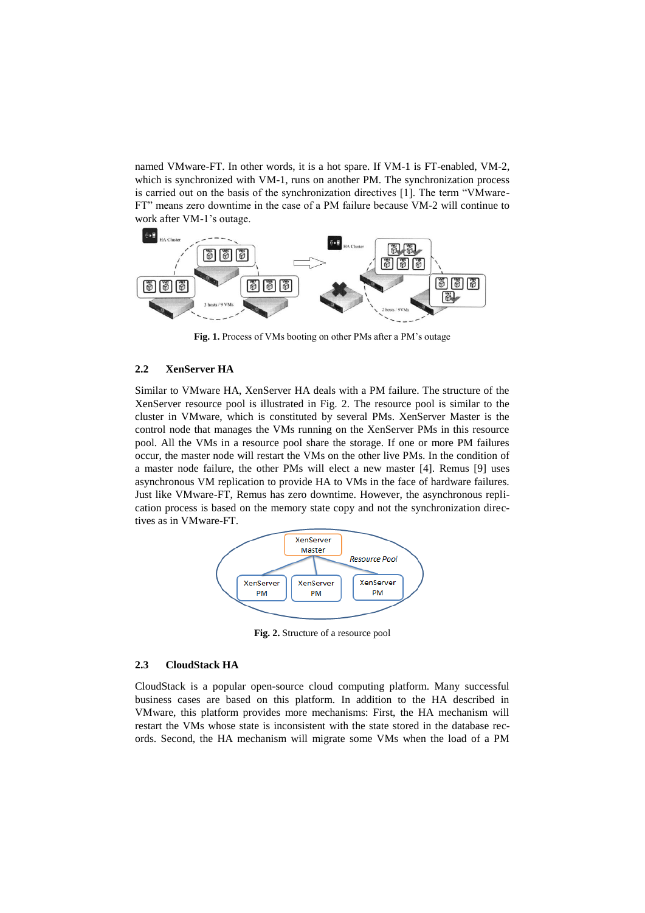named VMware-FT. In other words, it is a hot spare. If VM-1 is FT-enabled, VM-2, which is synchronized with VM-1, runs on another PM. The synchronization process is carried out on the basis of the synchronization directives [1]. The term "VMware-FT" means zero downtime in the case of a PM failure because VM-2 will continue to work after VM-1's outage.

**Fig. 1.** Process of VMs booting on other PMs after a PM's outage

### 2.2 XenServer HA

Similar to VMware HA, XenServer HA deals with a PM failure. The structure of the XenServer resource pool is illustrated in Fig. 2. The resource pool is similar to the cluster in VMware, which is constituted by several PMs. XenServer Master is the control node that manages the VMs running on the XenServer PMs in this resource pool. All the VMs in a resource pool share the storage. If one or more PM failures occur, the master node will restart the VMs on the other live PMs. In the condition of a master node failure, the other PMs will elect a new master [4]. Remus [9] uses asynchronous VM replication to provide HA to VMs in the face of hardware failures. Just like VMware-FT, Remus has zero downtime. However, the asynchronous replication process is based on the memory state copy and not the synchronization directives as in VMware-FT.

**Fig. 2.** Structure of a resource pool

### 2.3 CloudStack HA

CloudStack is a popular open-source cloud computing platform. Many successful business cases are based on this platform. In addition to the HA described in VMware, this platform provides more mechanisms: First, the HA mechanism will restart the VMs whose state is inconsistent with the state stored in the database records. Second, the HA mechanism will migrate some VMs when the load of a PM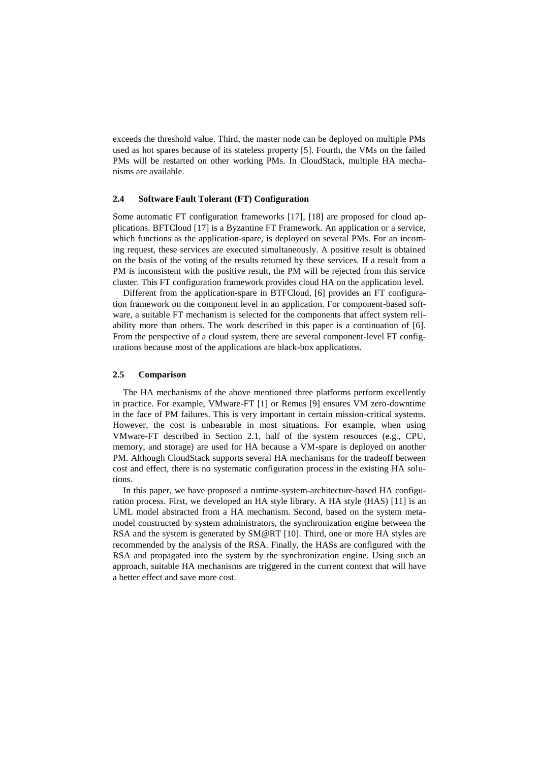exceeds the threshold value. Third, the master node can be deployed on multiple PMs used as hot spares because of its stateless property [5]. Fourth, the VMs on the failed PMs will be restarted on other working PMs. In CloudStack, multiple HA mechanisms are available.

### 2.4 Software Fault Tolerant (FT) Configuration

Some automatic FT configuration frameworks [17], [18] are proposed for cloud applications. BFTCloud [17] is a Byzantine FT Framework. An application or a service, which functions as the application-spare, is deployed on several PMs. For an incoming request, these services are executed simultaneously. A positive result is obtained on the basis of the voting of the results returned by these services. If a result from a PM is inconsistent with the positive result, the PM will be rejected from this service cluster. This FT configuration framework provides cloud HA on the application level.

Different from the application-spare in BTFCloud, [6] provides an FT configuration framework on the component level in an application. For component-based software, a suitable FT mechanism is selected for the components that affect system reliability more than others. The work described in this paper is a continuation of [6]. From the perspective of a cloud system, there are several component-level FT configurations because most of the applications are black-box applications.

### 2.5 Comparison

The HA mechanisms of the above mentioned three platforms perform excellently in practice. For example, VMware-FT [1] or Remus [9] ensures VM zero-downtime in the face of PM failures. This is very important in certain mission-critical systems. However, the cost is unbearable in most situations. For example, when using VMware-FT described in Section 2.1, half of the system resources (e.g., CPU, memory, and storage) are used for HA because a VM-spare is deployed on another PM. Although CloudStack supports several HA mechanisms for the tradeoff between cost and effect, there is no systematic configuration process in the existing HA solutions.

In this paper, we have proposed a runtime-system-architecture-based HA configuration process. First, we developed an HA style library. A HA style (HAS) [11] is an UML model abstracted from a HA mechanism. Second, based on the system metamodel constructed by system administrators, the synchronization engine between the RSA and the system is generated by SM@RT [10]. Third, one or more HA styles are recommended by the analysis of the RSA. Finally, the HASs are configured with the RSA and propagated into the system by the synchronization engine. Using such an approach, suitable HA mechanisms are triggered in the current context that will have a better effect and save more cost.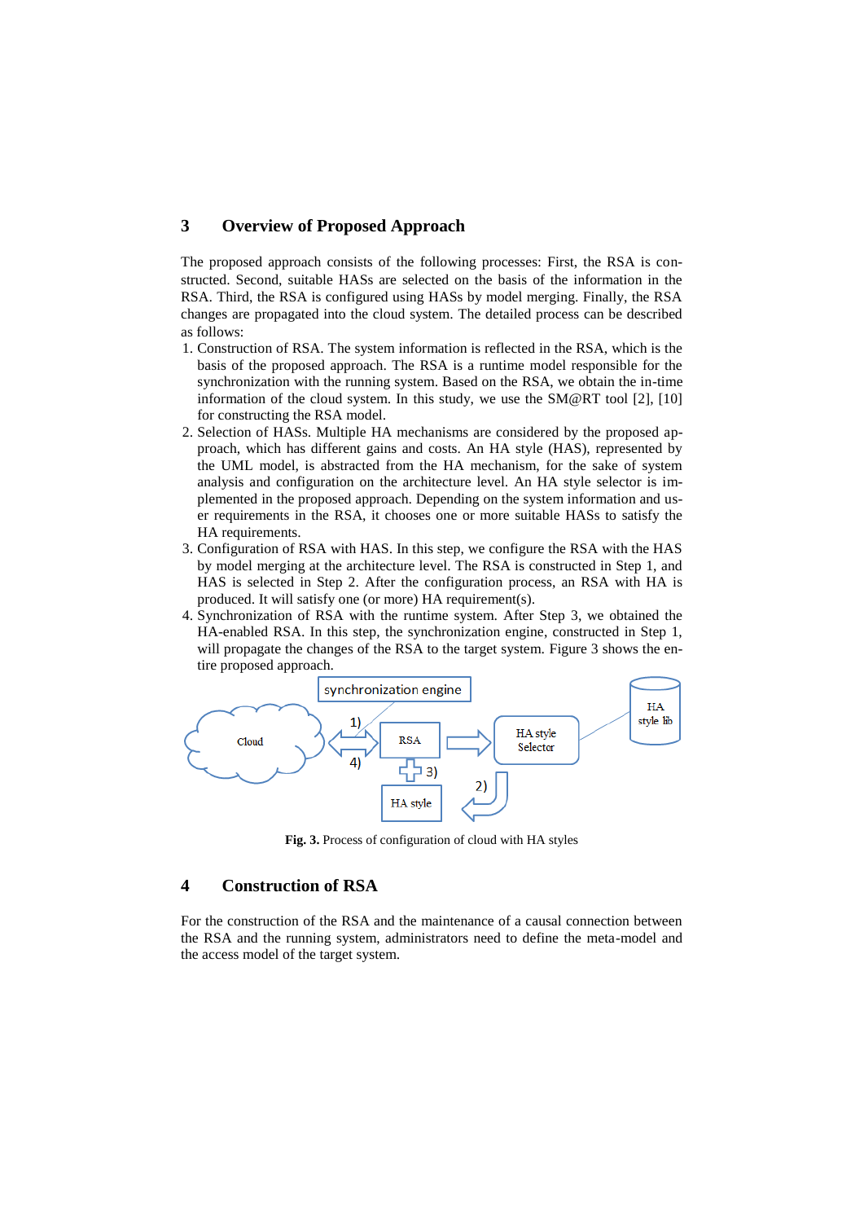## 3 Overview of Proposed Approach

The proposed approach consists of the following processes: First, the RSA is constructed. Second, suitable HASs are selected on the basis of the information in the RSA. Third, the RSA is configured using HASs by model merging. Finally, the RSA changes are propagated into the cloud system. The detailed process can be described as follows:

1. Construction of RSA. The system information is reflected in the RSA, which is the basis of the proposed approach. The RSA is a runtime model responsible for the synchronization with the running system. Based on the RSA, we obtain the in-time information of the cloud system. In this study, we use the SM@RT tool [2], [10] for constructing the RSA model.
2. Selection of HASs. Multiple HA mechanisms are considered by the proposed approach, which has different gains and costs. An HA style (HAS), represented by the UML model, is abstracted from the HA mechanism, for the sake of system analysis and configuration on the architecture level. An HA style selector is implemented in the proposed approach. Depending on the system information and user requirements in the RSA, it chooses one or more suitable HASs to satisfy the HA requirements.
3. Configuration of RSA with HAS. In this step, we configure the RSA with the HAS by model merging at the architecture level. The RSA is constructed in Step 1, and HAS is selected in Step 2. After the configuration process, an RSA with HA is produced. It will satisfy one (or more) HA requirement(s).
4. Synchronization of RSA with the runtime system. After Step 3, we obtained the HA-enabled RSA. In this step, the synchronization engine, constructed in Step 1, will propagate the changes of the RSA to the target system. Figure 3 shows the entire proposed approach.

**Fig. 3.** Process of configuration of cloud with HA styles

## 4 Construction of RSA

For the construction of the RSA and the maintenance of a causal connection between the RSA and the running system, administrators need to define the meta-model and the access model of the target system.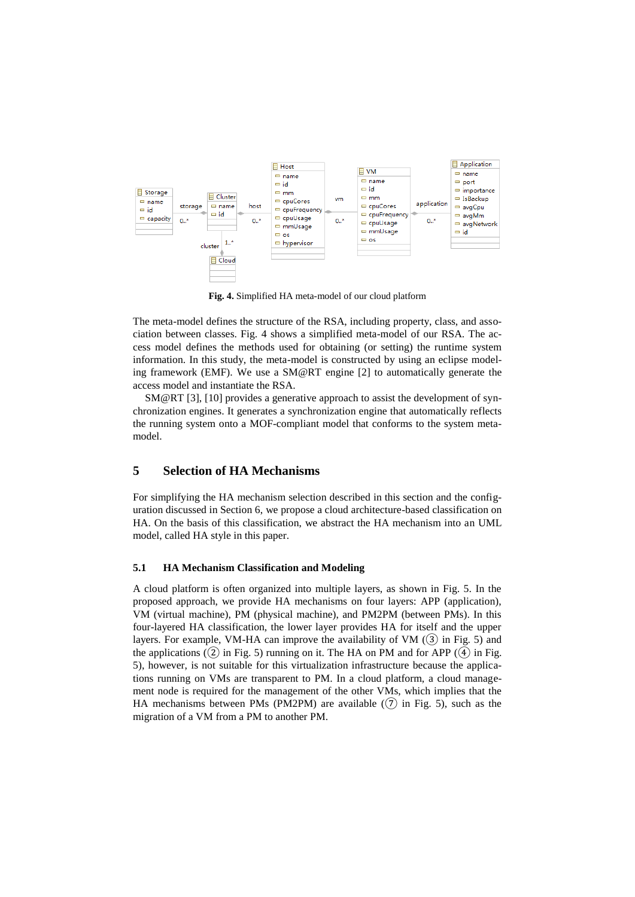**Fig. 4.** Simplified HA meta-model of our cloud platform

The meta-model defines the structure of the RSA, including property, class, and association between classes. Fig. 4 shows a simplified meta-model of our RSA. The access model defines the methods used for obtaining (or setting) the runtime system information. In this study, the meta-model is constructed by using an eclipse modeling framework (EMF). We use a SM@RT engine [2] to automatically generate the access model and instantiate the RSA.

SM@RT [3], [10] provides a generative approach to assist the development of synchronization engines. It generates a synchronization engine that automatically reflects the running system onto a MOF-compliant model that conforms to the system meta-model.

## 5 Selection of HA Mechanisms

For simplifying the HA mechanism selection described in this section and the configuration discussed in Section 6, we propose a cloud architecture-based classification on HA. On the basis of this classification, we abstract the HA mechanism into an UML model, called HA style in this paper.

### 5.1 HA Mechanism Classification and Modeling

A cloud platform is often organized into multiple layers, as shown in Fig. 5. In the proposed approach, we provide HA mechanisms on four layers: APP (application), VM (virtual machine), PM (physical machine), and PM2PM (between PMs). In this four-layered HA classification, the lower layer provides HA for itself and the upper layers. For example, VM-HA can improve the availability of VM (③ in Fig. 5) and the applications (② in Fig. 5) running on it. The HA on PM and for APP (④ in Fig. 5), however, is not suitable for this virtualization infrastructure because the applications running on VMs are transparent to PM. In a cloud platform, a cloud management node is required for the management of the other VMs, which implies that the HA mechanisms between PMs (PM2PM) are available (⑦ in Fig. 5), such as the migration of a VM from a PM to another PM.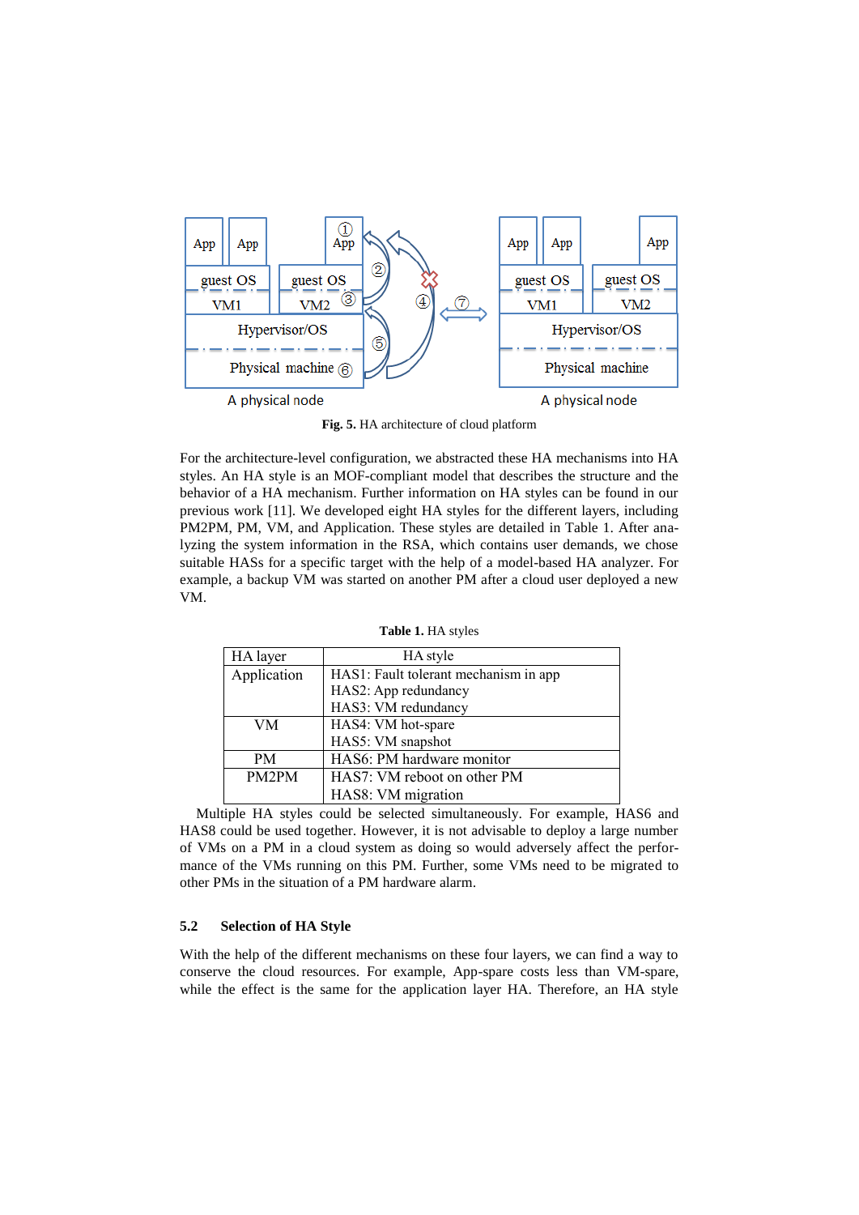**Fig. 5.** HA architecture of cloud platform

For the architecture-level configuration, we abstracted these HA mechanisms into HA styles. An HA style is an MOF-compliant model that describes the structure and the behavior of a HA mechanism. Further information on HA styles can be found in our previous work [11]. We developed eight HA styles for the different layers, including PM2PM, PM, VM, and Application. These styles are detailed in Table 1. After analyzing the system information in the RSA, which contains user demands, we chose suitable HASs for a specific target with the help of a model-based HA analyzer. For example, a backup VM was started on another PM after a cloud user deployed a new VM.

**Table 1.** HA styles

| HA layer | HA style |
|---|---|
| Application | HAS1: Fault tolerant mechanism in app<br>HAS2: App redundancy<br>HAS3: VM redundancy |
| VM | HAS4: VM hot-spare<br>HAS5: VM snapshot |
| PM | HAS6: PM hardware monitor |
| PM2PM | HAS7: VM reboot on other PM<br>HAS8: VM migration |

Multiple HA styles could be selected simultaneously. For example, HAS6 and HAS8 could be used together. However, it is not advisable to deploy a large number of VMs on a PM in a cloud system as doing so would adversely affect the performance of the VMs running on this PM. Further, some VMs need to be migrated to other PMs in the situation of a PM hardware alarm.

### 5.2 Selection of HA Style

With the help of the different mechanisms on these four layers, we can find a way to conserve the cloud resources. For example, App-spare costs less than VM-spare, while the effect is the same for the application layer HA. Therefore, an HA style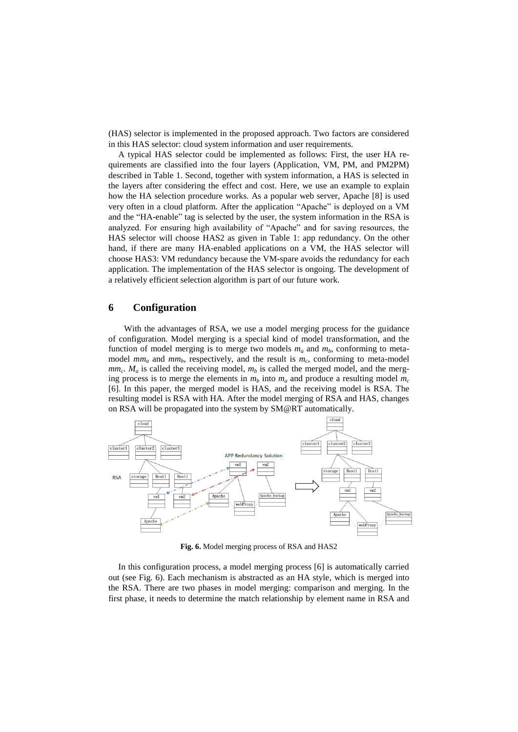(HAS) selector is implemented in the proposed approach. Two factors are considered in this HAS selector: cloud system information and user requirements.

A typical HAS selector could be implemented as follows: First, the user HA requirements are classified into the four layers (Application, VM, PM, and PM2PM) described in Table 1. Second, together with system information, a HAS is selected in the layers after considering the effect and cost. Here, we use an example to explain how the HA selection procedure works. As a popular web server, Apache [8] is used very often in a cloud platform. After the application "Apache" is deployed on a VM and the "HA-enable" tag is selected by the user, the system information in the RSA is analyzed. For ensuring high availability of "Apache" and for saving resources, the HAS selector will choose HAS2 as given in Table 1: app redundancy. On the other hand, if there are many HA-enabled applications on a VM, the HAS selector will choose HAS3: VM redundancy because the VM-spare avoids the redundancy for each application. The implementation of the HAS selector is ongoing. The development of a relatively efficient selection algorithm is part of our future work.

## 6 Configuration

With the advantages of RSA, we use a model merging process for the guidance of configuration. Model merging is a special kind of model transformation, and the function of model merging is to merge two models $m_a$ and $m_b$, conforming to meta-model $mm_a$ and $mm_b$, respectively, and the result is $m_c$, conforming to meta-model $mm_c$. $M_a$ is called the receiving model, $m_b$ is called the merged model, and the merging process is to merge the elements in $m_b$ into $m_a$ and produce a resulting model $m_c$ [6]. In this paper, the merged model is HAS, and the receiving model is RSA. The resulting model is RSA with HA. After the model merging of RSA and HAS, changes on RSA will be propagated into the system by SM@RT automatically.

**Fig. 6.** Model merging process of RSA and HAS2

In this configuration process, a model merging process [6] is automatically carried out (see Fig. 6). Each mechanism is abstracted as an HA style, which is merged into the RSA. There are two phases in model merging: comparison and merging. In the first phase, it needs to determine the match relationship by element name in RSA and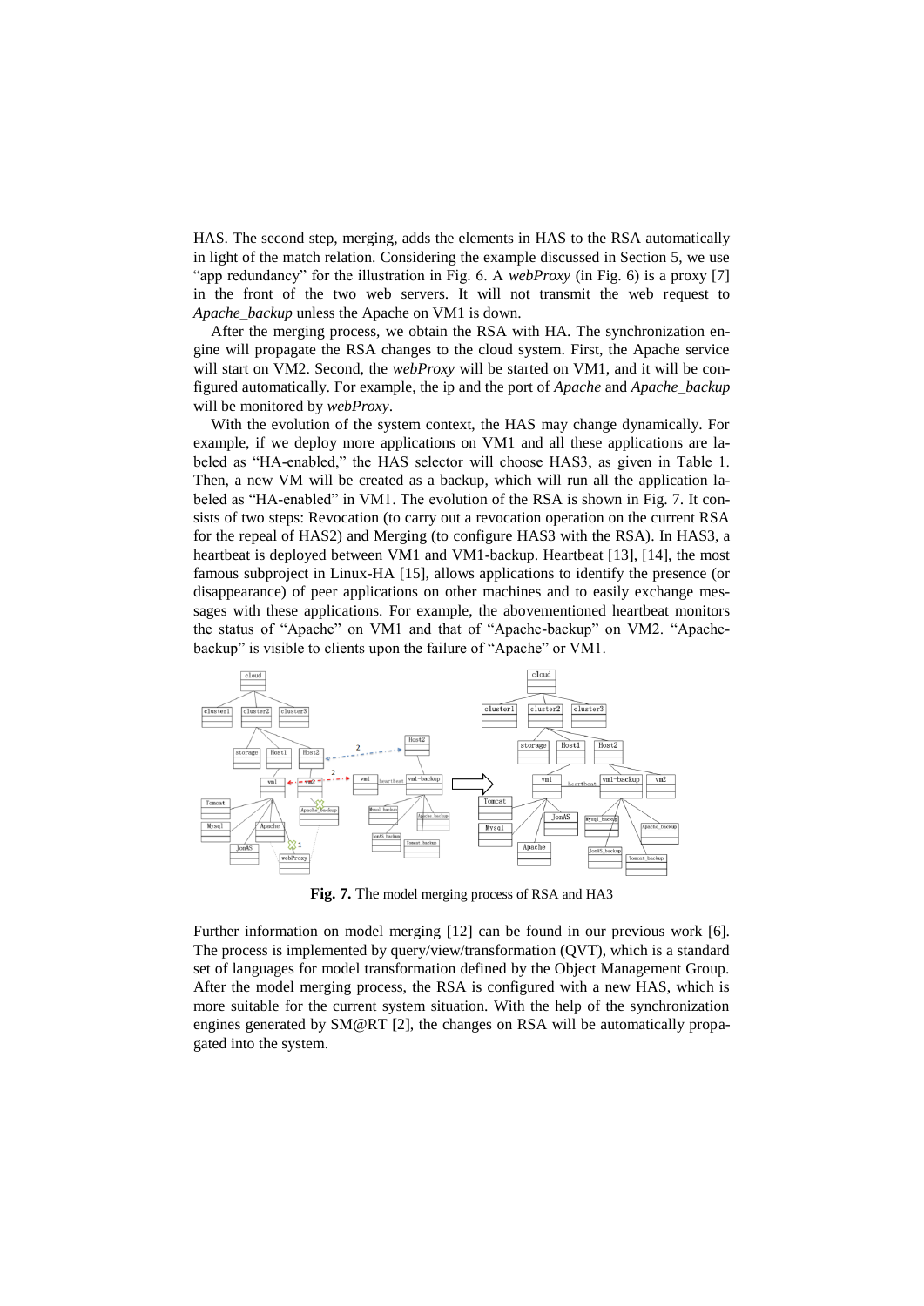HAS. The second step, merging, adds the elements in HAS to the RSA automatically in light of the match relation. Considering the example discussed in Section 5, we use "app redundancy" for the illustration in Fig. 6. A *webProxy* (in Fig. 6) is a proxy [7] in the front of the two web servers. It will not transmit the web request to *Apache_backup* unless the Apache on VM1 is down.

After the merging process, we obtain the RSA with HA. The synchronization engine will propagate the RSA changes to the cloud system. First, the Apache service will start on VM2. Second, the *webProxy* will be started on VM1, and it will be configured automatically. For example, the ip and the port of *Apache* and *Apache_backup* will be monitored by *webProxy*.

With the evolution of the system context, the HAS may change dynamically. For example, if we deploy more applications on VM1 and all these applications are labeled as "HA-enabled," the HAS selector will choose HAS3, as given in Table 1. Then, a new VM will be created as a backup, which will run all the application labeled as "HA-enabled" in VM1. The evolution of the RSA is shown in Fig. 7. It consists of two steps: Revocation (to carry out a revocation operation on the current RSA for the repeal of HAS2) and Merging (to configure HAS3 with the RSA). In HAS3, a heartbeat is deployed between VM1 and VM1-backup. Heartbeat [13], [14], the most famous subproject in Linux-HA [15], allows applications to identify the presence (or disappearance) of peer applications on other machines and to easily exchange messages with these applications. For example, the abovementioned heartbeat monitors the status of "Apache" on VM1 and that of "Apache-backup" on VM2. "Apache-backup" is visible to clients upon the failure of "Apache" or VM1.

**Fig. 7.** The model merging process of RSA and HA3

Further information on model merging [12] can be found in our previous work [6]. The process is implemented by query/view/transformation (QVT), which is a standard set of languages for model transformation defined by the Object Management Group. After the model merging process, the RSA is configured with a new HAS, which is more suitable for the current system situation. With the help of the synchronization engines generated by SM@RT [2], the changes on RSA will be automatically propagated into the system.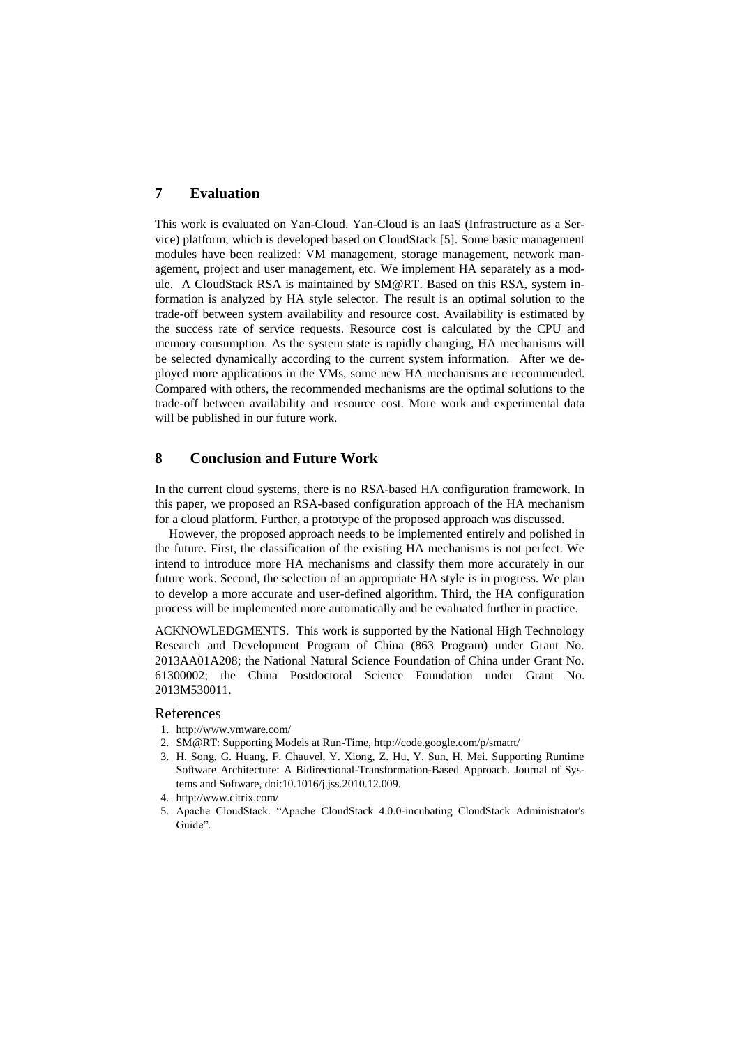## 7 Evaluation

This work is evaluated on Yan-Cloud. Yan-Cloud is an IaaS (Infrastructure as a Service) platform, which is developed based on CloudStack [5]. Some basic management modules have been realized: VM management, storage management, network management, project and user management, etc. We implement HA separately as a module. A CloudStack RSA is maintained by SM@RT. Based on this RSA, system information is analyzed by HA style selector. The result is an optimal solution to the trade-off between system availability and resource cost. Availability is estimated by the success rate of service requests. Resource cost is calculated by the CPU and memory consumption. As the system state is rapidly changing, HA mechanisms will be selected dynamically according to the current system information. After we deployed more applications in the VMs, some new HA mechanisms are recommended. Compared with others, the recommended mechanisms are the optimal solutions to the trade-off between availability and resource cost. More work and experimental data will be published in our future work.

## 8 Conclusion and Future Work

In the current cloud systems, there is no RSA-based HA configuration framework. In this paper, we proposed an RSA-based configuration approach of the HA mechanism for a cloud platform. Further, a prototype of the proposed approach was discussed.

However, the proposed approach needs to be implemented entirely and polished in the future. First, the classification of the existing HA mechanisms is not perfect. We intend to introduce more HA mechanisms and classify them more accurately in our future work. Second, the selection of an appropriate HA style is in progress. We plan to develop a more accurate and user-defined algorithm. Third, the HA configuration process will be implemented more automatically and be evaluated further in practice.

ACKNOWLEDGMENTS. This work is supported by the National High Technology Research and Development Program of China (863 Program) under Grant No. 2013AA01A208; the National Natural Science Foundation of China under Grant No. 61300002; the China Postdoctoral Science Foundation under Grant No. 2013M530011.

### References

1. http://www.vmware.com/
2. SM@RT: Supporting Models at Run-Time, http://code.google.com/p/smatrt/
3. H. Song, G. Huang, F. Chauvel, Y. Xiong, Z. Hu, Y. Sun, H. Mei. Supporting Runtime Software Architecture: A Bidirectional-Transformation-Based Approach. Journal of Systems and Software, doi:10.1016/j.jss.2010.12.009.
4. http://www.citrix.com/
5. Apache CloudStack. "Apache CloudStack 4.0.0-incubating CloudStack Administrator's Guide".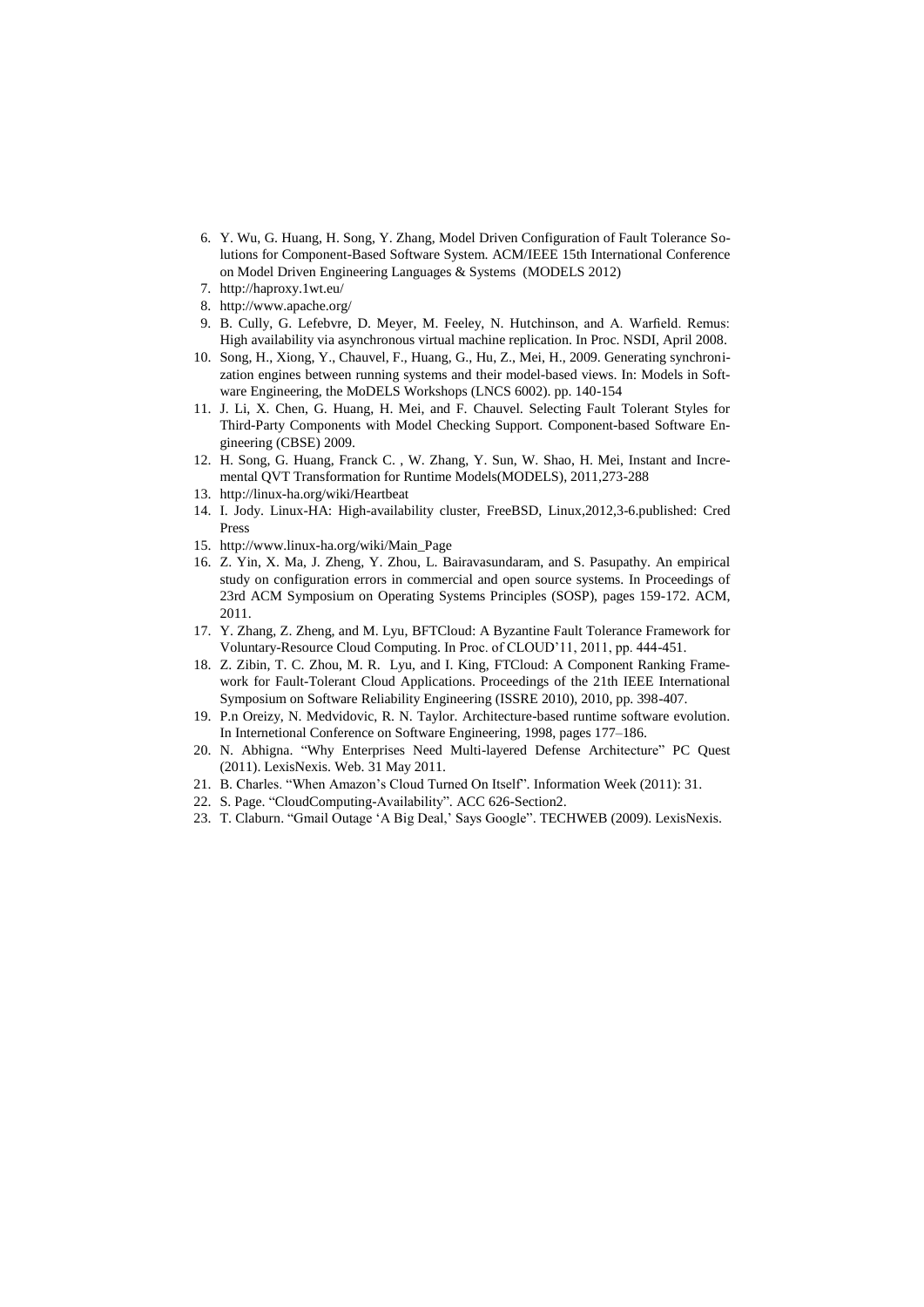6. Y. Wu, G. Huang, H. Song, Y. Zhang, Model Driven Configuration of Fault Tolerance Solutions for Component-Based Software System. ACM/IEEE 15th International Conference on Model Driven Engineering Languages & Systems (MODELS 2012)
7. http://haproxy.1wt.eu/
8. http://www.apache.org/
9. B. Cully, G. Lefebvre, D. Meyer, M. Feeley, N. Hutchinson, and A. Warfield. Remus: High availability via asynchronous virtual machine replication. In Proc. NSDI, April 2008.
10. Song, H., Xiong, Y., Chauvel, F., Huang, G., Hu, Z., Mei, H., 2009. Generating synchronization engines between running systems and their model-based views. In: Models in Software Engineering, the MoDELS Workshops (LNCS 6002). pp. 140-154
11. J. Li, X. Chen, G. Huang, H. Mei, and F. Chauvel. Selecting Fault Tolerant Styles for Third-Party Components with Model Checking Support. Component-based Software Engineering (CBSE) 2009.
12. H. Song, G. Huang, Franck C. , W. Zhang, Y. Sun, W. Shao, H. Mei, Instant and Incremental QVT Transformation for Runtime Models(MODELS), 2011,273-288
13. http://linux-ha.org/wiki/Heartbeat
14. I. Jody. Linux-HA: High-availability cluster, FreeBSD, Linux,2012,3-6.published: Cred Press
15. http://www.linux-ha.org/wiki/Main_Page
16. Z. Yin, X. Ma, J. Zheng, Y. Zhou, L. Bairavasundaram, and S. Pasupathy. An empirical study on configuration errors in commercial and open source systems. In Proceedings of 23rd ACM Symposium on Operating Systems Principles (SOSP), pages 159-172. ACM, 2011.
17. Y. Zhang, Z. Zheng, and M. Lyu, BFTCloud: A Byzantine Fault Tolerance Framework for Voluntary-Resource Cloud Computing. In Proc. of CLOUD'11, 2011, pp. 444-451.
18. Z. Zibin, T. C. Zhou, M. R. Lyu, and I. King, FTCloud: A Component Ranking Framework for Fault-Tolerant Cloud Applications. Proceedings of the 21th IEEE International Symposium on Software Reliability Engineering (ISSRE 2010), 2010, pp. 398-407.
19. P.n Oreizy, N. Medvidovic, R. N. Taylor. Architecture-based runtime software evolution. In Internetional Conference on Software Engineering, 1998, pages 177–186.
20. N. Abhigna. "Why Enterprises Need Multi-layered Defense Architecture" PC Quest (2011). LexisNexis. Web. 31 May 2011.
21. B. Charles. "When Amazon's Cloud Turned On Itself". Information Week (2011): 31.
22. S. Page. "CloudComputing-Availability". ACC 626-Section2.
23. T. Claburn. "Gmail Outage 'A Big Deal,' Says Google". TECHWEB (2009). LexisNexis.